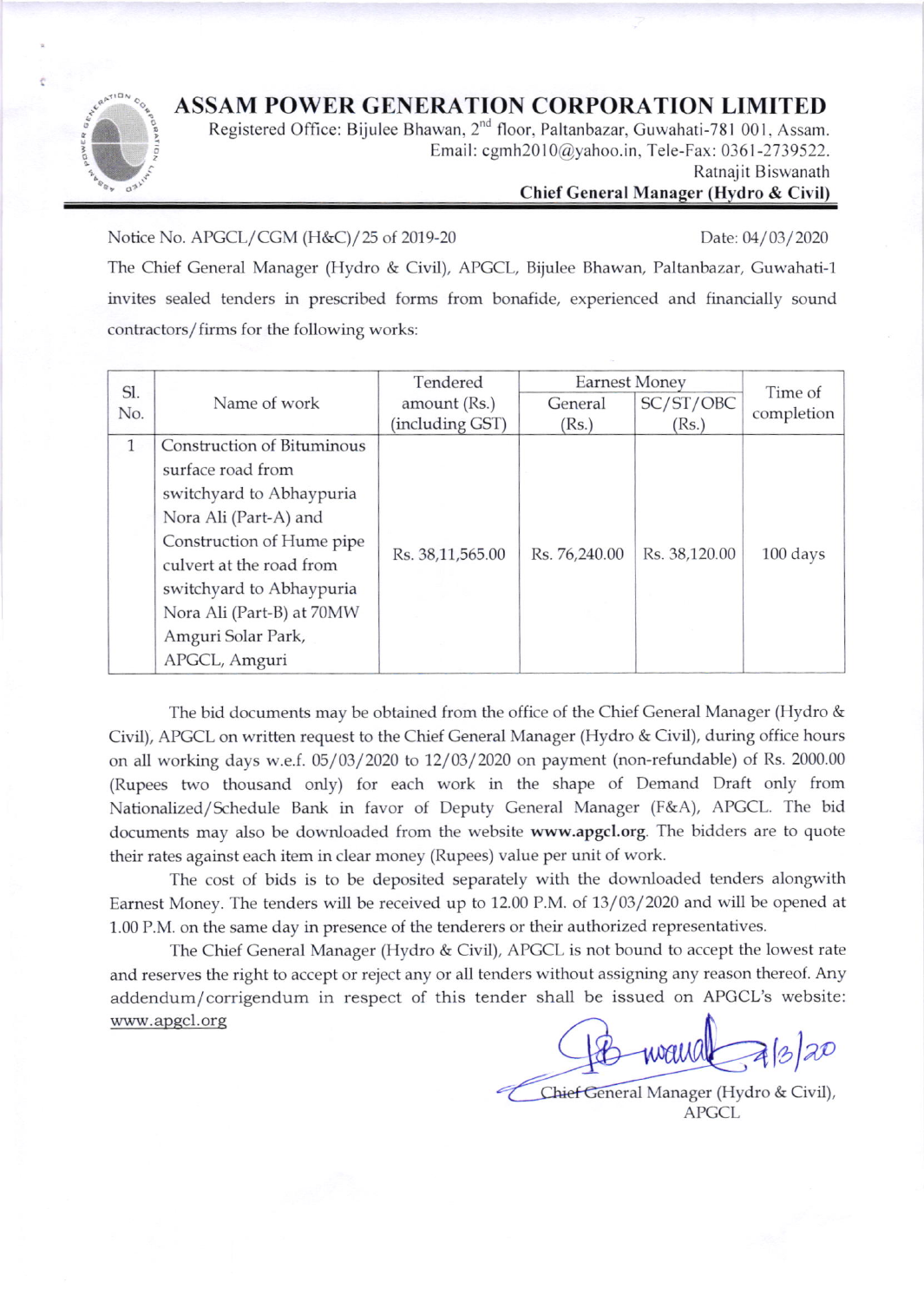# ASSAM POWER GENERATION CORPORATION LIMITED

Registered Office: Bijulee Bhawan, 2nd floor, Paltanbazar, Guwahati-781 001, Assam.
Email: cgmh2010@yahoo.in, Tele-Fax: 0361-2739522.
Ratnajit Biswanath
**Chief General Manager (Hydro & Civil)**

Notice No. APGCL/CGM (H&C)/25 of 2019-20

Date: 04/03/2020

The Chief General Manager (Hydro & Civil), APGCL, Bijulee Bhawan, Paltanbazar, Guwahati-1 invites sealed tenders in prescribed forms from bonafide, experienced and financially sound contractors/firms for the following works:

| Sl. No. | Name of work | Tendered amount (Rs.) (including GST) | Earnest Money | | Time of completion |
|---|---|---|---|---|---|
| | | | General (Rs.) | SC/ST/OBC (Rs.) | |
| 1 | Construction of Bituminous surface road from switchyard to Abhaypuria Nora Ali (Part-A) and Construction of Hume pipe culvert at the road from switchyard to Abhaypuria Nora Ali (Part-B) at 70MW Amguri Solar Park, APGCL, Amguri | Rs. 38,11,565.00 | Rs. 76,240.00 | Rs. 38,120.00 | 100 days |

The bid documents may be obtained from the office of the Chief General Manager (Hydro & Civil), APGCL on written request to the Chief General Manager (Hydro & Civil), during office hours on all working days w.e.f. 05/03/2020 to 12/03/2020 on payment (non-refundable) of Rs. 2000.00 (Rupees two thousand only) for each work in the shape of Demand Draft only from Nationalized/Schedule Bank in favor of Deputy General Manager (F&A), APGCL. The bid documents may also be downloaded from the website **www.apgcl.org**. The bidders are to quote their rates against each item in clear money (Rupees) value per unit of work.

The cost of bids is to be deposited separately with the downloaded tenders alongwith Earnest Money. The tenders will be received up to 12.00 P.M. of 13/03/2020 and will be opened at 1.00 P.M. on the same day in presence of the tenderers or their authorized representatives.

The Chief General Manager (Hydro & Civil), APGCL is not bound to accept the lowest rate and reserves the right to accept or reject any or all tenders without assigning any reason thereof. Any addendum/corrigendum in respect of this tender shall be issued on APGCL's website: www.apgcl.org

4/3/20

Chief General Manager (Hydro & Civil),
APGCL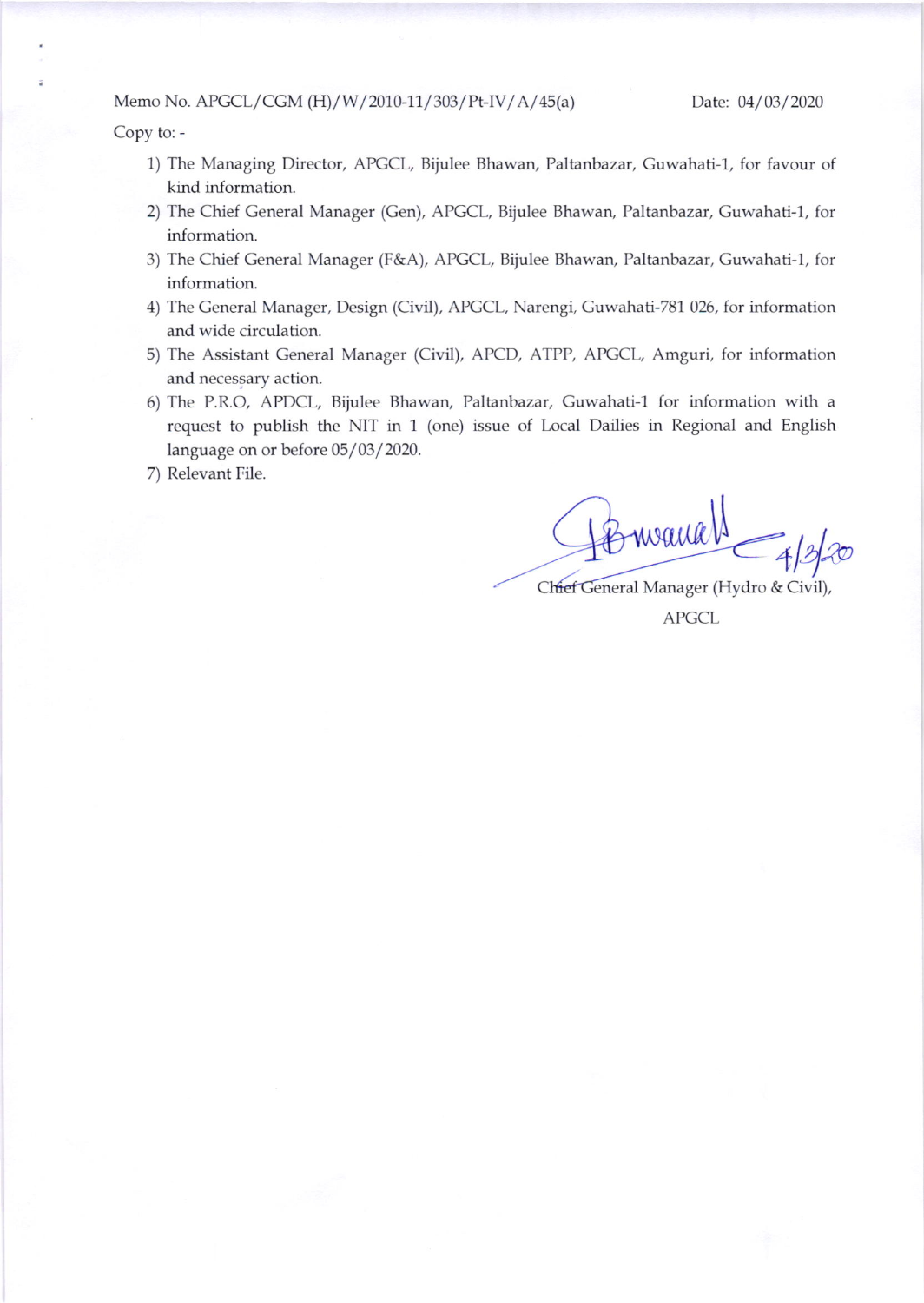Memo No. APGCL/CGM (H)/W/2010-11/303/Pt-IV/A/45(a) Date: 04/03/2020

Copy to: -

1) The Managing Director, APGCL, Bijulee Bhawan, Paltanbazar, Guwahati-1, for favour of kind information.
2) The Chief General Manager (Gen), APGCL, Bijulee Bhawan, Paltanbazar, Guwahati-1, for information.
3) The Chief General Manager (F&A), APGCL, Bijulee Bhawan, Paltanbazar, Guwahati-1, for information.
4) The General Manager, Design (Civil), APGCL, Narengi, Guwahati-781 026, for information and wide circulation.
5) The Assistant General Manager (Civil), APCD, ATPP, APGCL, Amguri, for information and necessary action.
6) The P.R.O, APDCL, Bijulee Bhawan, Paltanbazar, Guwahati-1 for information with a request to publish the NIT in 1 (one) issue of Local Dailies in Regional and English language on or before 05/03/2020.
7) Relevant File.

4/3/20

Chief General Manager (Hydro & Civil),

APGCL